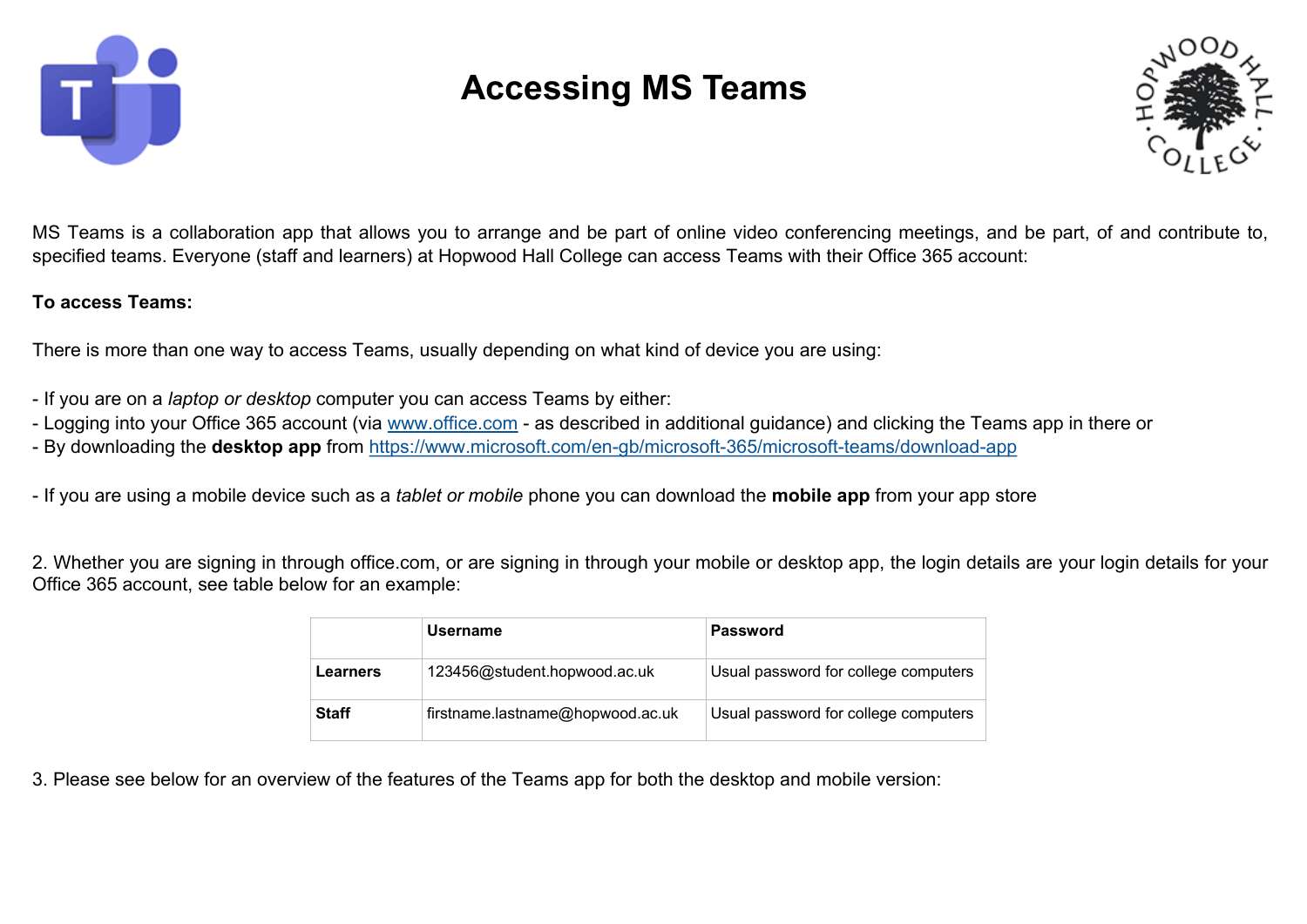# Accessing MS Teams

MS Teams is a collaboration app that allows you to arrange and be part of online video conferencing meetings, and be part, of and contribute to, specified teams. Everyone (staff and learners) at Hopwood Hall College can access Teams with their Office 365 account:

**To access Teams:**

There is more than one way to access Teams, usually depending on what kind of device you are using:

- If you are on a *laptop or desktop* computer you can access Teams by either:
- Logging into your Office 365 account (via [www.office.com](www.office.com) - as described in additional guidance) and clicking the Teams app in there or
- By downloading the **desktop app** from [https://www.microsoft.com/en-gb/microsoft-365/microsoft-teams/download-app](https://www.microsoft.com/en-gb/microsoft-365/microsoft-teams/download-app)

- If you are using a mobile device such as a *tablet or mobile* phone you can download the **mobile app** from your app store

2. Whether you are signing in through office.com, or are signing in through your mobile or desktop app, the login details are your login details for your Office 365 account, see table below for an example:

| | **Username** | **Password** |
|---|---|---|
| **Learners** | 123456@student.hopwood.ac.uk | Usual password for college computers |
| **Staff** | firstname.lastname@hopwood.ac.uk | Usual password for college computers |

3. Please see below for an overview of the features of the Teams app for both the desktop and mobile version: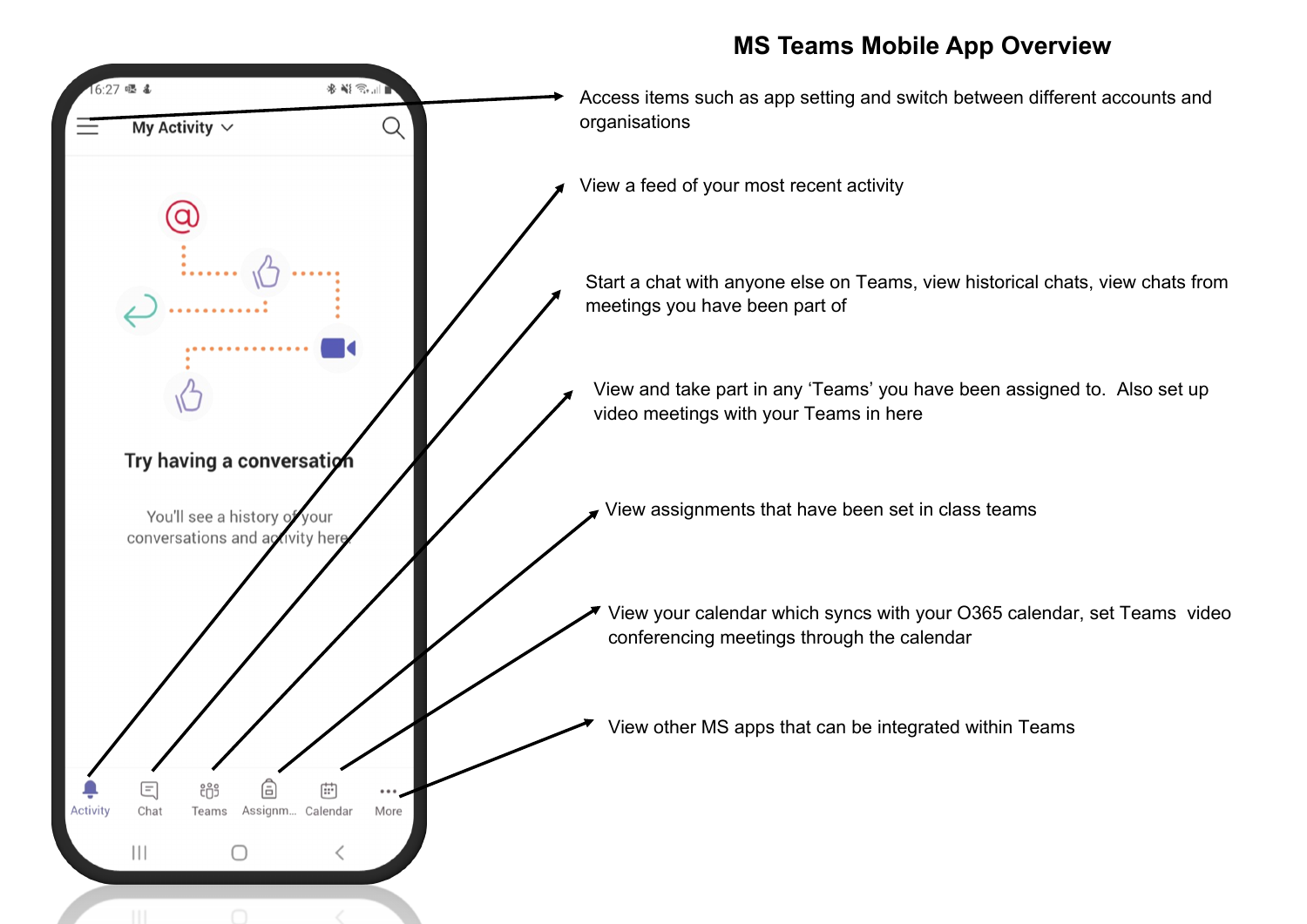# MS Teams Mobile App Overview

- **Menu (top left):** Access items such as app setting and switch between different accounts and organisations
- **Activity:** View a feed of your most recent activity
- **Chat:** Start a chat with anyone else on Teams, view historical chats, view chats from meetings you have been part of
- **Teams:** View and take part in any 'Teams' you have been assigned to. Also set up video meetings with your Teams in here
- **Assignments:** View assignments that have been set in class teams
- **Calendar:** View your calendar which syncs with your O365 calendar, set Teams video conferencing meetings through the calendar
- **More:** View other MS apps that can be integrated within Teams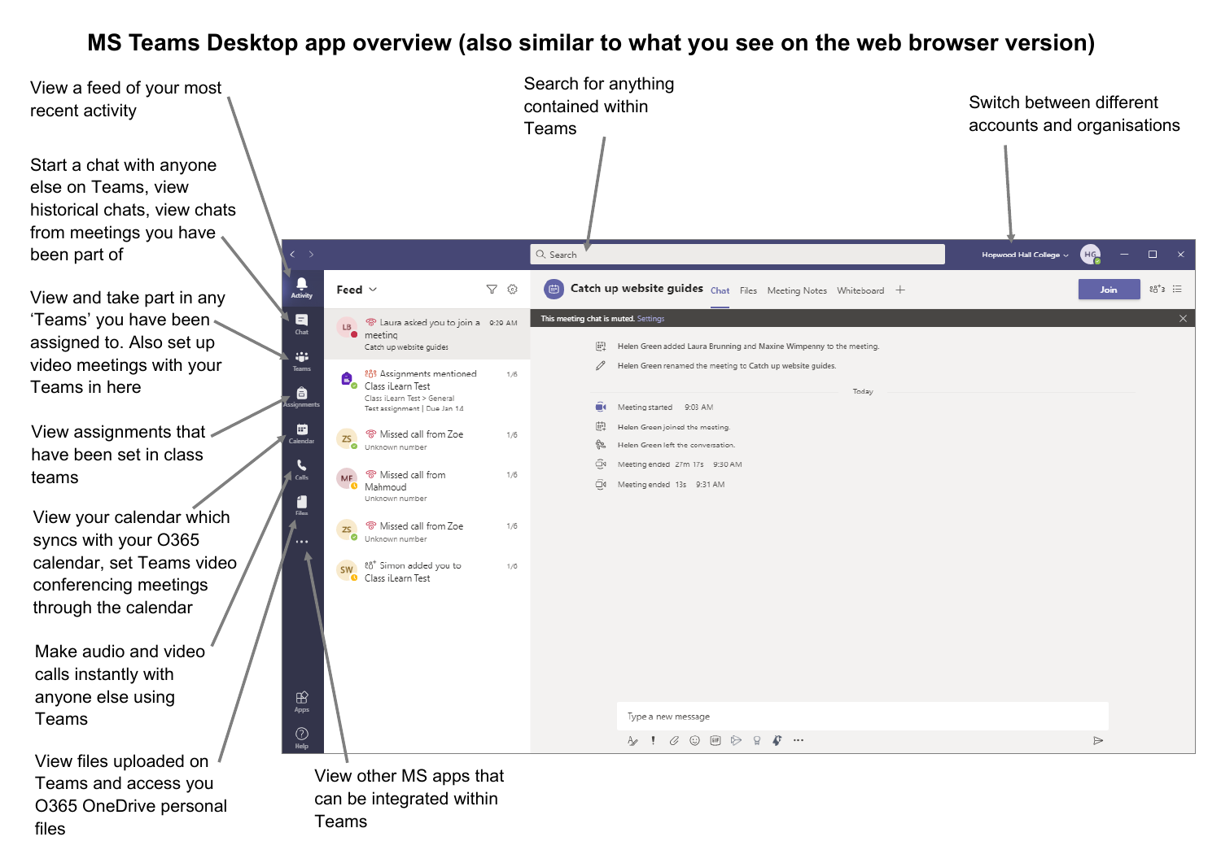# MS Teams Desktop app overview (also similar to what you see on the web browser version)

View a feed of your most recent activity

Search for anything contained within Teams

Switch between different accounts and organisations

Start a chat with anyone else on Teams, view historical chats, view chats from meetings you have been part of

View and take part in any 'Teams' you have been assigned to. Also set up video meetings with your Teams in here

View assignments that have been set in class teams

View your calendar which syncs with your O365 calendar, set Teams video conferencing meetings through the calendar

Make audio and video calls instantly with anyone else using Teams

View files uploaded on Teams and access you O365 OneDrive personal files

View other MS apps that can be integrated within Teams